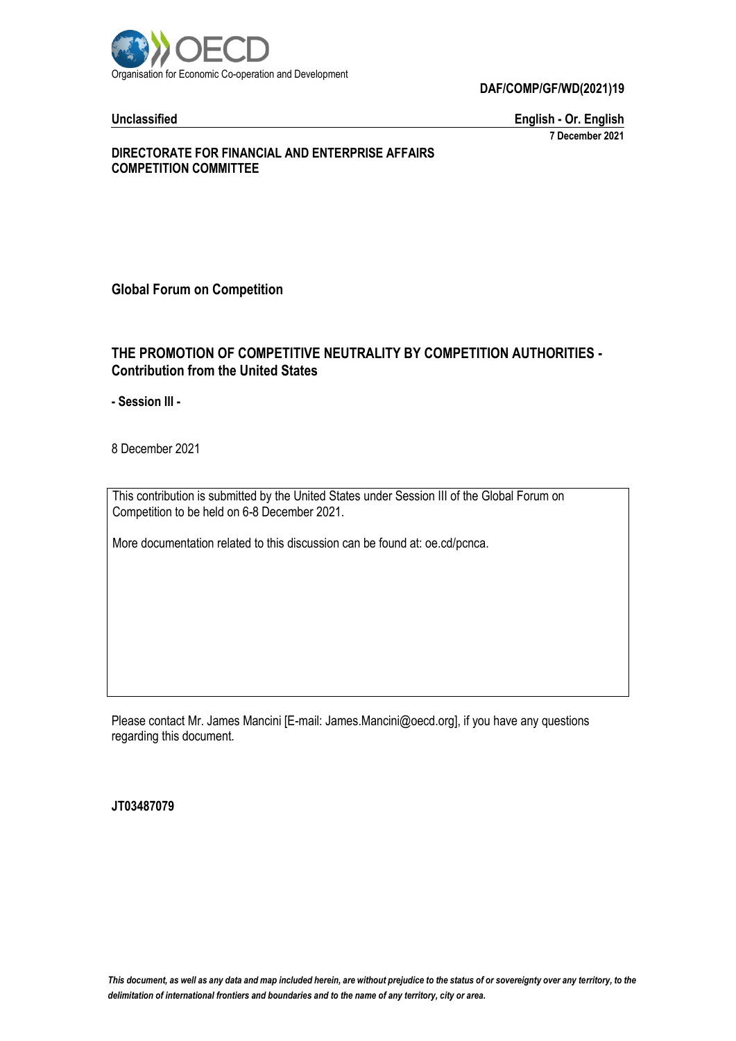Organisation for Economic Co-operation and Development

**DAF/COMP/GF/WD(2021)19**

**Unclassified** **English - Or. English**

**7 December 2021**

**DIRECTORATE FOR FINANCIAL AND ENTERPRISE AFFAIRS**
**COMPETITION COMMITTEE**

**Global Forum on Competition**

# THE PROMOTION OF COMPETITIVE NEUTRALITY BY COMPETITION AUTHORITIES - Contribution from the United States

**- Session III -**

8 December 2021

This contribution is submitted by the United States under Session III of the Global Forum on Competition to be held on 6-8 December 2021.

More documentation related to this discussion can be found at: oe.cd/pcnca.

Please contact Mr. James Mancini [E-mail: James.Mancini@oecd.org], if you have any questions regarding this document.

**JT03487079**

*This document, as well as any data and map included herein, are without prejudice to the status of or sovereignty over any territory, to the delimitation of international frontiers and boundaries and to the name of any territory, city or area.*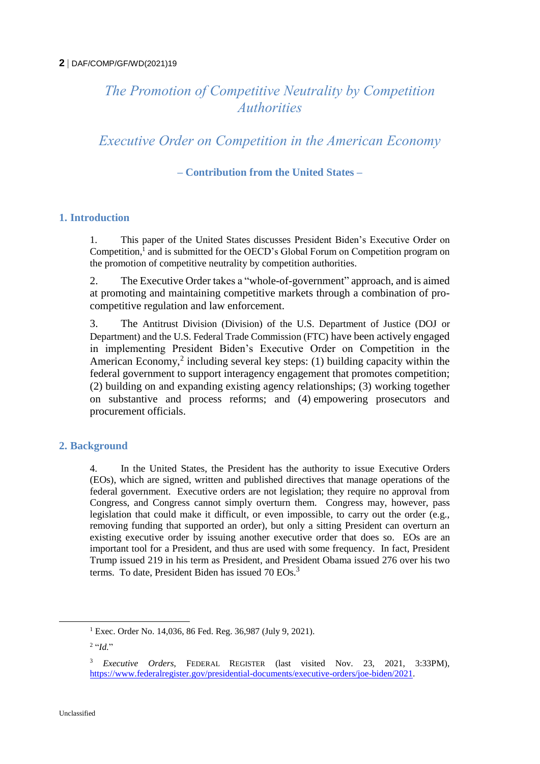# *The Promotion of Competitive Neutrality by Competition Authorities*

# *Executive Order on Competition in the American Economy*

**– Contribution from the United States –**

## 1. Introduction

1. This paper of the United States discusses President Biden's Executive Order on Competition,[1] and is submitted for the OECD's Global Forum on Competition program on the promotion of competitive neutrality by competition authorities.

2. The Executive Order takes a "whole-of-government" approach, and is aimed at promoting and maintaining competitive markets through a combination of pro-competitive regulation and law enforcement.

3. The Antitrust Division (Division) of the U.S. Department of Justice (DOJ or Department) and the U.S. Federal Trade Commission (FTC) have been actively engaged in implementing President Biden's Executive Order on Competition in the American Economy,[2] including several key steps: (1) building capacity within the federal government to support interagency engagement that promotes competition; (2) building on and expanding existing agency relationships; (3) working together on substantive and process reforms; and (4) empowering prosecutors and procurement officials.

## 2. Background

4. In the United States, the President has the authority to issue Executive Orders (EOs), which are signed, written and published directives that manage operations of the federal government. Executive orders are not legislation; they require no approval from Congress, and Congress cannot simply overturn them. Congress may, however, pass legislation that could make it difficult, or even impossible, to carry out the order (e.g., removing funding that supported an order), but only a sitting President can overturn an existing executive order by issuing another executive order that does so. EOs are an important tool for a President, and thus are used with some frequency. In fact, President Trump issued 219 in his term as President, and President Obama issued 276 over his two terms. To date, President Biden has issued 70 EOs.[3]

---

[1] Exec. Order No. 14,036, 86 Fed. Reg. 36,987 (July 9, 2021).

[2] "*Id.*"

[3] *Executive Orders*, FEDERAL REGISTER (last visited Nov. 23, 2021, 3:33PM), https://www.federalregister.gov/presidential-documents/executive-orders/joe-biden/2021.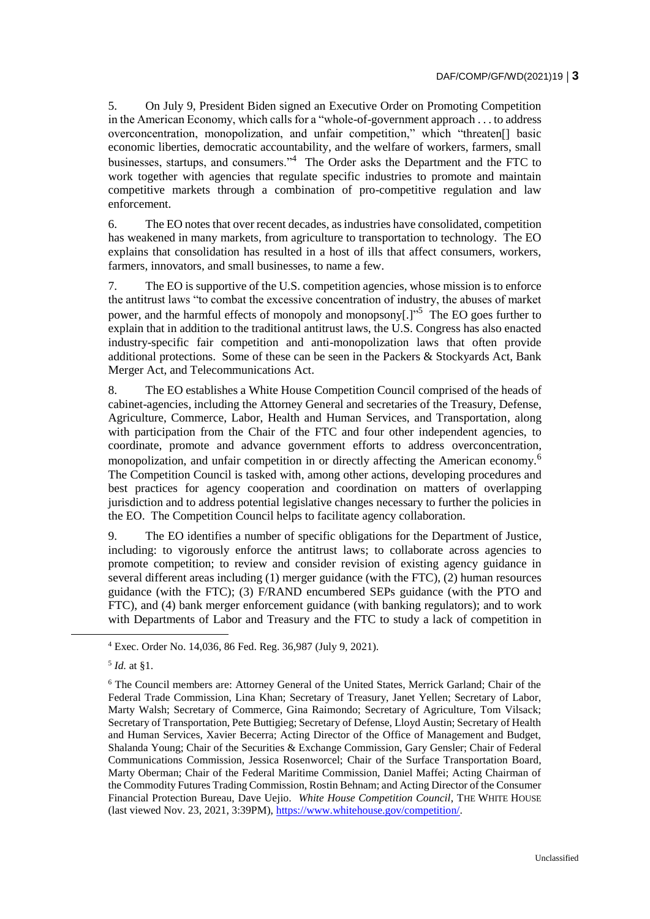5. On July 9, President Biden signed an Executive Order on Promoting Competition in the American Economy, which calls for a "whole-of-government approach . . . to address overconcentration, monopolization, and unfair competition," which "threaten[] basic economic liberties, democratic accountability, and the welfare of workers, farmers, small businesses, startups, and consumers."[4] The Order asks the Department and the FTC to work together with agencies that regulate specific industries to promote and maintain competitive markets through a combination of pro-competitive regulation and law enforcement.

6. The EO notes that over recent decades, as industries have consolidated, competition has weakened in many markets, from agriculture to transportation to technology. The EO explains that consolidation has resulted in a host of ills that affect consumers, workers, farmers, innovators, and small businesses, to name a few.

7. The EO is supportive of the U.S. competition agencies, whose mission is to enforce the antitrust laws "to combat the excessive concentration of industry, the abuses of market power, and the harmful effects of monopoly and monopsony[.]"[5] The EO goes further to explain that in addition to the traditional antitrust laws, the U.S. Congress has also enacted industry-specific fair competition and anti-monopolization laws that often provide additional protections. Some of these can be seen in the Packers & Stockyards Act, Bank Merger Act, and Telecommunications Act.

8. The EO establishes a White House Competition Council comprised of the heads of cabinet-agencies, including the Attorney General and secretaries of the Treasury, Defense, Agriculture, Commerce, Labor, Health and Human Services, and Transportation, along with participation from the Chair of the FTC and four other independent agencies, to coordinate, promote and advance government efforts to address overconcentration, monopolization, and unfair competition in or directly affecting the American economy.[6] The Competition Council is tasked with, among other actions, developing procedures and best practices for agency cooperation and coordination on matters of overlapping jurisdiction and to address potential legislative changes necessary to further the policies in the EO. The Competition Council helps to facilitate agency collaboration.

9. The EO identifies a number of specific obligations for the Department of Justice, including: to vigorously enforce the antitrust laws; to collaborate across agencies to promote competition; to review and consider revision of existing agency guidance in several different areas including (1) merger guidance (with the FTC), (2) human resources guidance (with the FTC); (3) F/RAND encumbered SEPs guidance (with the PTO and FTC), and (4) bank merger enforcement guidance (with banking regulators); and to work with Departments of Labor and Treasury and the FTC to study a lack of competition in

---

[4] Exec. Order No. 14,036, 86 Fed. Reg. 36,987 (July 9, 2021).

[5] *Id.* at §1.

[6] The Council members are: Attorney General of the United States, Merrick Garland; Chair of the Federal Trade Commission, Lina Khan; Secretary of Treasury, Janet Yellen; Secretary of Labor, Marty Walsh; Secretary of Commerce, Gina Raimondo; Secretary of Agriculture, Tom Vilsack; Secretary of Transportation, Pete Buttigieg; Secretary of Defense, Lloyd Austin; Secretary of Health and Human Services, Xavier Becerra; Acting Director of the Office of Management and Budget, Shalanda Young; Chair of the Securities & Exchange Commission, Gary Gensler; Chair of Federal Communications Commission, Jessica Rosenworcel; Chair of the Surface Transportation Board, Marty Oberman; Chair of the Federal Maritime Commission, Daniel Maffei; Acting Chairman of the Commodity Futures Trading Commission, Rostin Behnam; and Acting Director of the Consumer Financial Protection Bureau, Dave Uejio. *White House Competition Council*, THE WHITE HOUSE (last viewed Nov. 23, 2021, 3:39PM), https://www.whitehouse.gov/competition/.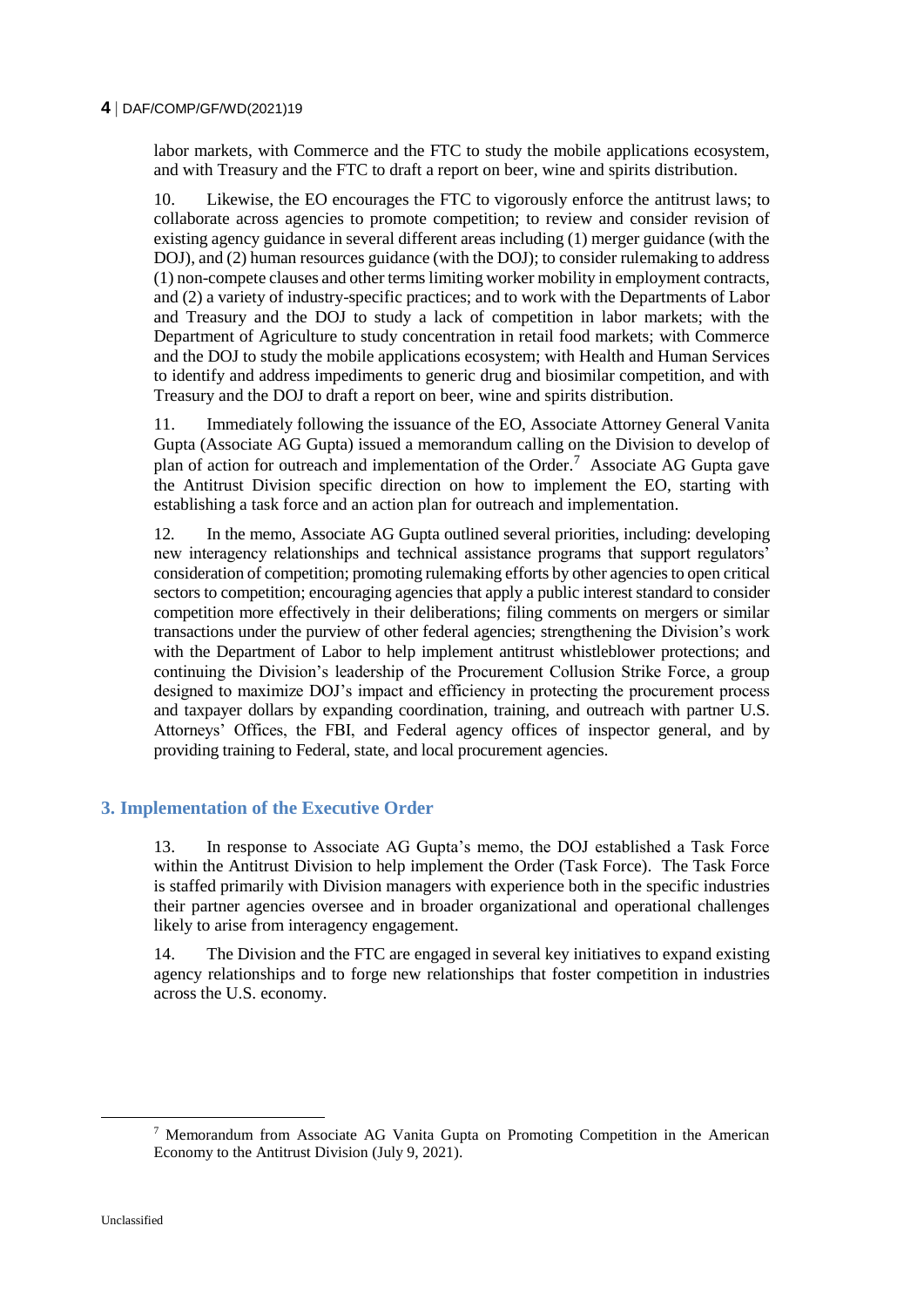labor markets, with Commerce and the FTC to study the mobile applications ecosystem, and with Treasury and the FTC to draft a report on beer, wine and spirits distribution.

10. Likewise, the EO encourages the FTC to vigorously enforce the antitrust laws; to collaborate across agencies to promote competition; to review and consider revision of existing agency guidance in several different areas including (1) merger guidance (with the DOJ), and (2) human resources guidance (with the DOJ); to consider rulemaking to address (1) non-compete clauses and other terms limiting worker mobility in employment contracts, and (2) a variety of industry-specific practices; and to work with the Departments of Labor and Treasury and the DOJ to study a lack of competition in labor markets; with the Department of Agriculture to study concentration in retail food markets; with Commerce and the DOJ to study the mobile applications ecosystem; with Health and Human Services to identify and address impediments to generic drug and biosimilar competition, and with Treasury and the DOJ to draft a report on beer, wine and spirits distribution.

11. Immediately following the issuance of the EO, Associate Attorney General Vanita Gupta (Associate AG Gupta) issued a memorandum calling on the Division to develop of plan of action for outreach and implementation of the Order.[7] Associate AG Gupta gave the Antitrust Division specific direction on how to implement the EO, starting with establishing a task force and an action plan for outreach and implementation.

12. In the memo, Associate AG Gupta outlined several priorities, including: developing new interagency relationships and technical assistance programs that support regulators' consideration of competition; promoting rulemaking efforts by other agencies to open critical sectors to competition; encouraging agencies that apply a public interest standard to consider competition more effectively in their deliberations; filing comments on mergers or similar transactions under the purview of other federal agencies; strengthening the Division's work with the Department of Labor to help implement antitrust whistleblower protections; and continuing the Division's leadership of the Procurement Collusion Strike Force, a group designed to maximize DOJ's impact and efficiency in protecting the procurement process and taxpayer dollars by expanding coordination, training, and outreach with partner U.S. Attorneys' Offices, the FBI, and Federal agency offices of inspector general, and by providing training to Federal, state, and local procurement agencies.

## 3. Implementation of the Executive Order

13. In response to Associate AG Gupta's memo, the DOJ established a Task Force within the Antitrust Division to help implement the Order (Task Force). The Task Force is staffed primarily with Division managers with experience both in the specific industries their partner agencies oversee and in broader organizational and operational challenges likely to arise from interagency engagement.

14. The Division and the FTC are engaged in several key initiatives to expand existing agency relationships and to forge new relationships that foster competition in industries across the U.S. economy.

[7] Memorandum from Associate AG Vanita Gupta on Promoting Competition in the American Economy to the Antitrust Division (July 9, 2021).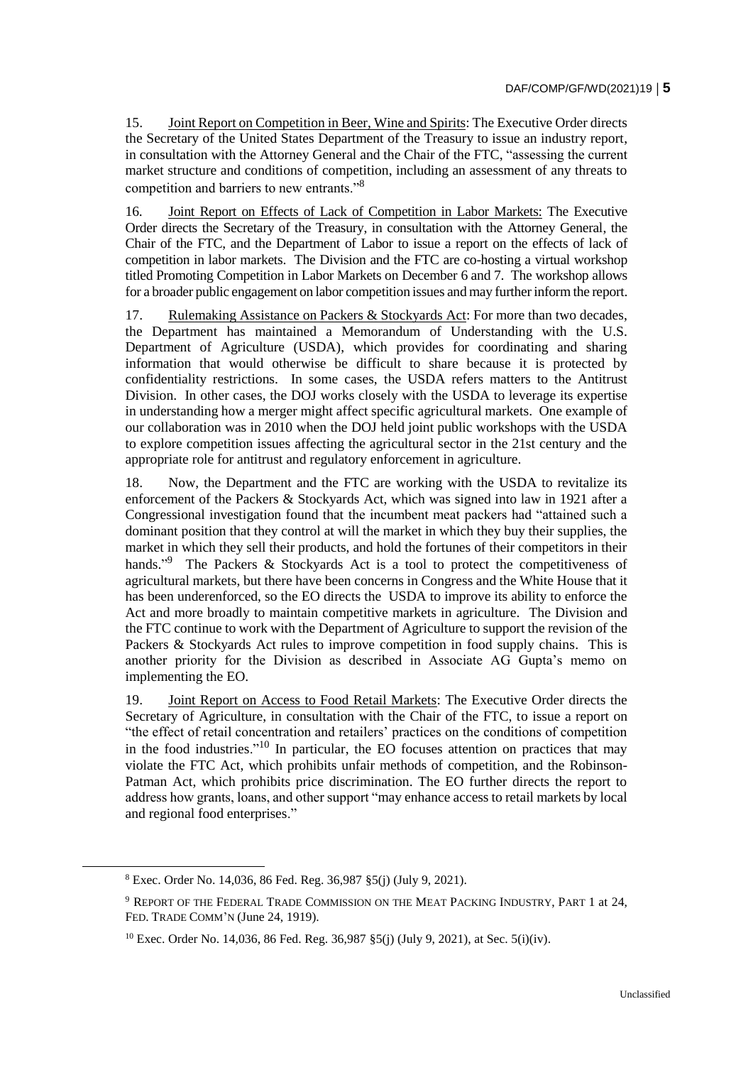15. Joint Report on Competition in Beer, Wine and Spirits: The Executive Order directs the Secretary of the United States Department of the Treasury to issue an industry report, in consultation with the Attorney General and the Chair of the FTC, "assessing the current market structure and conditions of competition, including an assessment of any threats to competition and barriers to new entrants."[8]

16. Joint Report on Effects of Lack of Competition in Labor Markets: The Executive Order directs the Secretary of the Treasury, in consultation with the Attorney General, the Chair of the FTC, and the Department of Labor to issue a report on the effects of lack of competition in labor markets. The Division and the FTC are co-hosting a virtual workshop titled Promoting Competition in Labor Markets on December 6 and 7. The workshop allows for a broader public engagement on labor competition issues and may further inform the report.

17. Rulemaking Assistance on Packers & Stockyards Act: For more than two decades, the Department has maintained a Memorandum of Understanding with the U.S. Department of Agriculture (USDA), which provides for coordinating and sharing information that would otherwise be difficult to share because it is protected by confidentiality restrictions. In some cases, the USDA refers matters to the Antitrust Division. In other cases, the DOJ works closely with the USDA to leverage its expertise in understanding how a merger might affect specific agricultural markets. One example of our collaboration was in 2010 when the DOJ held joint public workshops with the USDA to explore competition issues affecting the agricultural sector in the 21st century and the appropriate role for antitrust and regulatory enforcement in agriculture.

18. Now, the Department and the FTC are working with the USDA to revitalize its enforcement of the Packers & Stockyards Act, which was signed into law in 1921 after a Congressional investigation found that the incumbent meat packers had "attained such a dominant position that they control at will the market in which they buy their supplies, the market in which they sell their products, and hold the fortunes of their competitors in their hands."[9] The Packers & Stockyards Act is a tool to protect the competitiveness of agricultural markets, but there have been concerns in Congress and the White House that it has been underenforced, so the EO directs the USDA to improve its ability to enforce the Act and more broadly to maintain competitive markets in agriculture. The Division and the FTC continue to work with the Department of Agriculture to support the revision of the Packers & Stockyards Act rules to improve competition in food supply chains. This is another priority for the Division as described in Associate AG Gupta's memo on implementing the EO.

19. Joint Report on Access to Food Retail Markets: The Executive Order directs the Secretary of Agriculture, in consultation with the Chair of the FTC, to issue a report on "the effect of retail concentration and retailers' practices on the conditions of competition in the food industries."[10] In particular, the EO focuses attention on practices that may violate the FTC Act, which prohibits unfair methods of competition, and the Robinson-Patman Act, which prohibits price discrimination. The EO further directs the report to address how grants, loans, and other support "may enhance access to retail markets by local and regional food enterprises."

[8] Exec. Order No. 14,036, 86 Fed. Reg. 36,987 §5(j) (July 9, 2021).

[9] REPORT OF THE FEDERAL TRADE COMMISSION ON THE MEAT PACKING INDUSTRY, PART 1 at 24, FED. TRADE COMM'N (June 24, 1919).

[10] Exec. Order No. 14,036, 86 Fed. Reg. 36,987 §5(j) (July 9, 2021), at Sec. 5(i)(iv).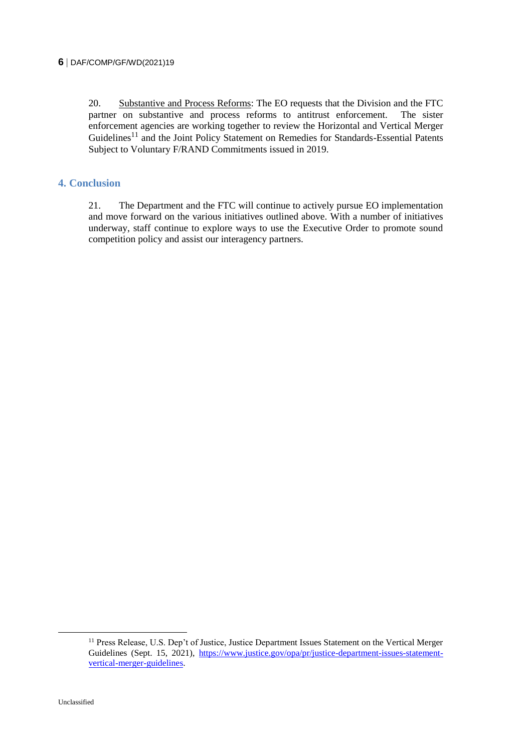20. Substantive and Process Reforms: The EO requests that the Division and the FTC partner on substantive and process reforms to antitrust enforcement. The sister enforcement agencies are working together to review the Horizontal and Vertical Merger Guidelines[11] and the Joint Policy Statement on Remedies for Standards-Essential Patents Subject to Voluntary F/RAND Commitments issued in 2019.

## 4. Conclusion

21. The Department and the FTC will continue to actively pursue EO implementation and move forward on the various initiatives outlined above. With a number of initiatives underway, staff continue to explore ways to use the Executive Order to promote sound competition policy and assist our interagency partners.

---

[11] Press Release, U.S. Dep't of Justice, Justice Department Issues Statement on the Vertical Merger Guidelines (Sept. 15, 2021), https://www.justice.gov/opa/pr/justice-department-issues-statement-vertical-merger-guidelines.